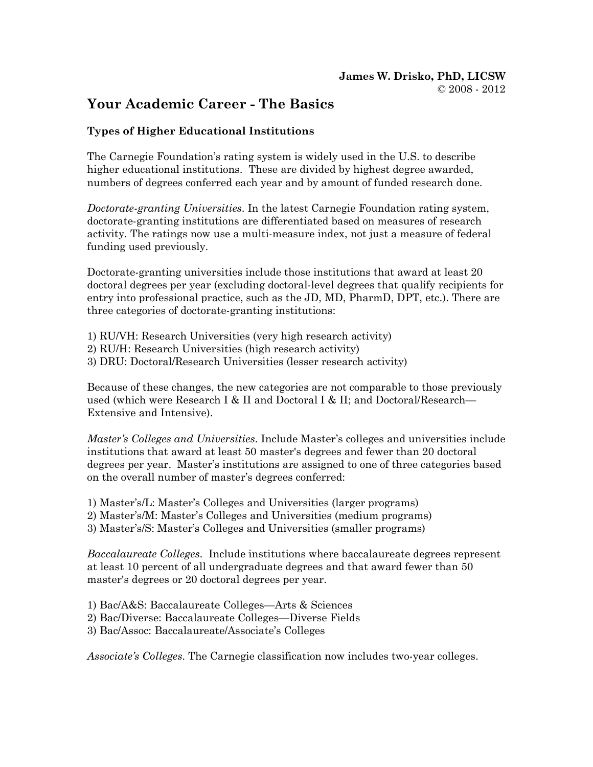**James W. Drisko, PhD, LICSW**
© 2008 - 2012

# Your Academic Career - The Basics

### Types of Higher Educational Institutions

The Carnegie Foundation's rating system is widely used in the U.S. to describe higher educational institutions. These are divided by highest degree awarded, numbers of degrees conferred each year and by amount of funded research done.

*Doctorate-granting Universities*. In the latest Carnegie Foundation rating system, doctorate-granting institutions are differentiated based on measures of research activity. The ratings now use a multi-measure index, not just a measure of federal funding used previously.

Doctorate-granting universities include those institutions that award at least 20 doctoral degrees per year (excluding doctoral-level degrees that qualify recipients for entry into professional practice, such as the JD, MD, PharmD, DPT, etc.). There are three categories of doctorate-granting institutions:

1) RU/VH: Research Universities (very high research activity)
2) RU/H: Research Universities (high research activity)
3) DRU: Doctoral/Research Universities (lesser research activity)

Because of these changes, the new categories are not comparable to those previously used (which were Research I & II and Doctoral I & II; and Doctoral/Research—Extensive and Intensive).

*Master's Colleges and Universities*. Include Master's colleges and universities include institutions that award at least 50 master's degrees and fewer than 20 doctoral degrees per year. Master's institutions are assigned to one of three categories based on the overall number of master's degrees conferred:

1) Master's/L: Master's Colleges and Universities (larger programs)
2) Master's/M: Master's Colleges and Universities (medium programs)
3) Master's/S: Master's Colleges and Universities (smaller programs)

*Baccalaureate Colleges*. Include institutions where baccalaureate degrees represent at least 10 percent of all undergraduate degrees and that award fewer than 50 master's degrees or 20 doctoral degrees per year.

1) Bac/A&S: Baccalaureate Colleges—Arts & Sciences
2) Bac/Diverse: Baccalaureate Colleges—Diverse Fields
3) Bac/Assoc: Baccalaureate/Associate's Colleges

*Associate's Colleges*. The Carnegie classification now includes two-year colleges.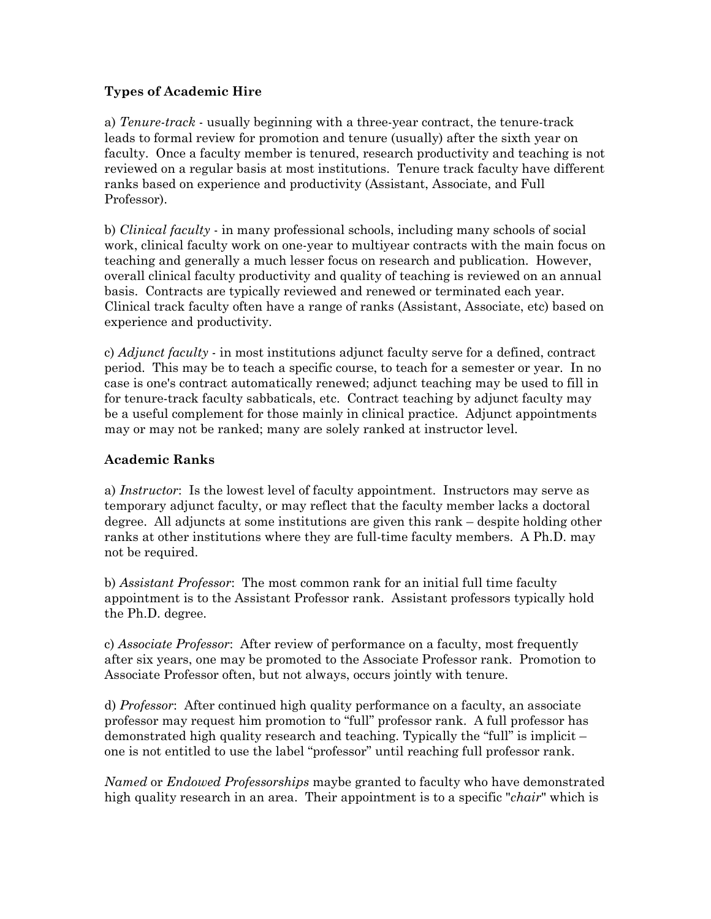**Types of Academic Hire**

a) *Tenure-track* - usually beginning with a three-year contract, the tenure-track leads to formal review for promotion and tenure (usually) after the sixth year on faculty. Once a faculty member is tenured, research productivity and teaching is not reviewed on a regular basis at most institutions. Tenure track faculty have different ranks based on experience and productivity (Assistant, Associate, and Full Professor).

b) *Clinical faculty* - in many professional schools, including many schools of social work, clinical faculty work on one-year to multiyear contracts with the main focus on teaching and generally a much lesser focus on research and publication. However, overall clinical faculty productivity and quality of teaching is reviewed on an annual basis. Contracts are typically reviewed and renewed or terminated each year. Clinical track faculty often have a range of ranks (Assistant, Associate, etc) based on experience and productivity.

c) *Adjunct faculty* - in most institutions adjunct faculty serve for a defined, contract period. This may be to teach a specific course, to teach for a semester or year. In no case is one's contract automatically renewed; adjunct teaching may be used to fill in for tenure-track faculty sabbaticals, etc. Contract teaching by adjunct faculty may be a useful complement for those mainly in clinical practice. Adjunct appointments may or may not be ranked; many are solely ranked at instructor level.

**Academic Ranks**

a) *Instructor*: Is the lowest level of faculty appointment. Instructors may serve as temporary adjunct faculty, or may reflect that the faculty member lacks a doctoral degree. All adjuncts at some institutions are given this rank – despite holding other ranks at other institutions where they are full-time faculty members. A Ph.D. may not be required.

b) *Assistant Professor*: The most common rank for an initial full time faculty appointment is to the Assistant Professor rank. Assistant professors typically hold the Ph.D. degree.

c) *Associate Professor*: After review of performance on a faculty, most frequently after six years, one may be promoted to the Associate Professor rank. Promotion to Associate Professor often, but not always, occurs jointly with tenure.

d) *Professor*: After continued high quality performance on a faculty, an associate professor may request him promotion to "full" professor rank. A full professor has demonstrated high quality research and teaching. Typically the "full" is implicit – one is not entitled to use the label "professor" until reaching full professor rank.

*Named* or *Endowed Professorships* maybe granted to faculty who have demonstrated high quality research in an area. Their appointment is to a specific "*chair*" which is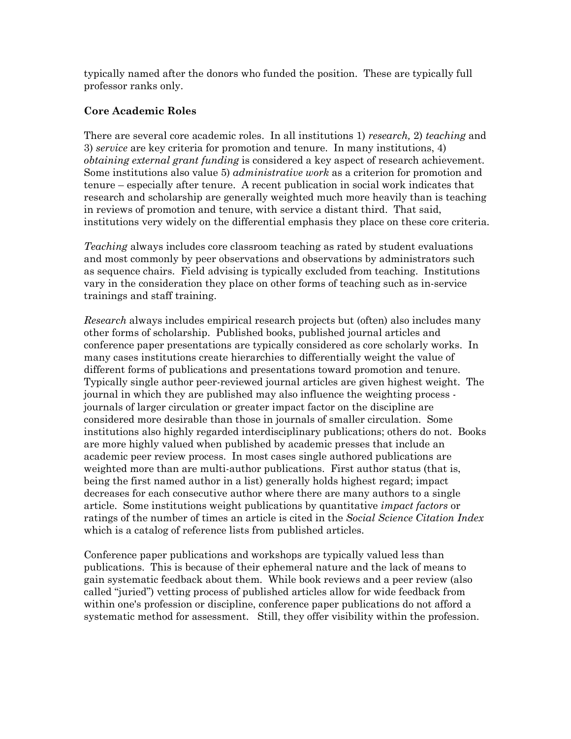typically named after the donors who funded the position. These are typically full professor ranks only.

**Core Academic Roles**

There are several core academic roles. In all institutions 1) *research,* 2) *teaching* and 3) *service* are key criteria for promotion and tenure. In many institutions, 4) *obtaining external grant funding* is considered a key aspect of research achievement. Some institutions also value 5) *administrative work* as a criterion for promotion and tenure – especially after tenure. A recent publication in social work indicates that research and scholarship are generally weighted much more heavily than is teaching in reviews of promotion and tenure, with service a distant third. That said, institutions very widely on the differential emphasis they place on these core criteria.

*Teaching* always includes core classroom teaching as rated by student evaluations and most commonly by peer observations and observations by administrators such as sequence chairs. Field advising is typically excluded from teaching. Institutions vary in the consideration they place on other forms of teaching such as in-service trainings and staff training.

*Research* always includes empirical research projects but (often) also includes many other forms of scholarship. Published books, published journal articles and conference paper presentations are typically considered as core scholarly works. In many cases institutions create hierarchies to differentially weight the value of different forms of publications and presentations toward promotion and tenure. Typically single author peer-reviewed journal articles are given highest weight. The journal in which they are published may also influence the weighting process - journals of larger circulation or greater impact factor on the discipline are considered more desirable than those in journals of smaller circulation. Some institutions also highly regarded interdisciplinary publications; others do not. Books are more highly valued when published by academic presses that include an academic peer review process. In most cases single authored publications are weighted more than are multi-author publications. First author status (that is, being the first named author in a list) generally holds highest regard; impact decreases for each consecutive author where there are many authors to a single article. Some institutions weight publications by quantitative *impact factors* or ratings of the number of times an article is cited in the *Social Science Citation Index* which is a catalog of reference lists from published articles.

Conference paper publications and workshops are typically valued less than publications. This is because of their ephemeral nature and the lack of means to gain systematic feedback about them. While book reviews and a peer review (also called "juried") vetting process of published articles allow for wide feedback from within one's profession or discipline, conference paper publications do not afford a systematic method for assessment. Still, they offer visibility within the profession.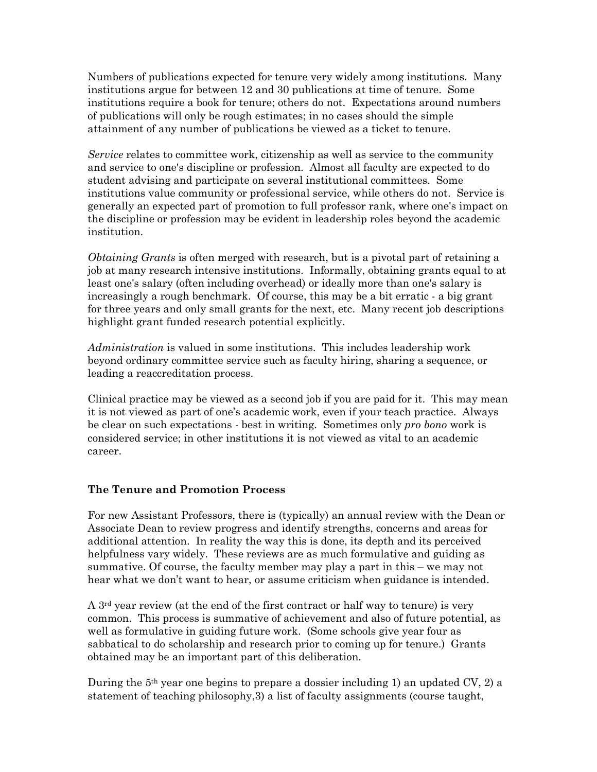Numbers of publications expected for tenure very widely among institutions. Many institutions argue for between 12 and 30 publications at time of tenure. Some institutions require a book for tenure; others do not. Expectations around numbers of publications will only be rough estimates; in no cases should the simple attainment of any number of publications be viewed as a ticket to tenure.

*Service* relates to committee work, citizenship as well as service to the community and service to one's discipline or profession. Almost all faculty are expected to do student advising and participate on several institutional committees. Some institutions value community or professional service, while others do not. Service is generally an expected part of promotion to full professor rank, where one's impact on the discipline or profession may be evident in leadership roles beyond the academic institution.

*Obtaining Grants* is often merged with research, but is a pivotal part of retaining a job at many research intensive institutions. Informally, obtaining grants equal to at least one's salary (often including overhead) or ideally more than one's salary is increasingly a rough benchmark. Of course, this may be a bit erratic - a big grant for three years and only small grants for the next, etc. Many recent job descriptions highlight grant funded research potential explicitly.

*Administration* is valued in some institutions. This includes leadership work beyond ordinary committee service such as faculty hiring, sharing a sequence, or leading a reaccreditation process.

Clinical practice may be viewed as a second job if you are paid for it. This may mean it is not viewed as part of one's academic work, even if your teach practice. Always be clear on such expectations - best in writing. Sometimes only *pro bono* work is considered service; in other institutions it is not viewed as vital to an academic career.

## The Tenure and Promotion Process

For new Assistant Professors, there is (typically) an annual review with the Dean or Associate Dean to review progress and identify strengths, concerns and areas for additional attention. In reality the way this is done, its depth and its perceived helpfulness vary widely. These reviews are as much formulative and guiding as summative. Of course, the faculty member may play a part in this – we may not hear what we don't want to hear, or assume criticism when guidance is intended.

A 3rd year review (at the end of the first contract or half way to tenure) is very common. This process is summative of achievement and also of future potential, as well as formulative in guiding future work. (Some schools give year four as sabbatical to do scholarship and research prior to coming up for tenure.) Grants obtained may be an important part of this deliberation.

During the 5th year one begins to prepare a dossier including 1) an updated CV, 2) a statement of teaching philosophy,3) a list of faculty assignments (course taught,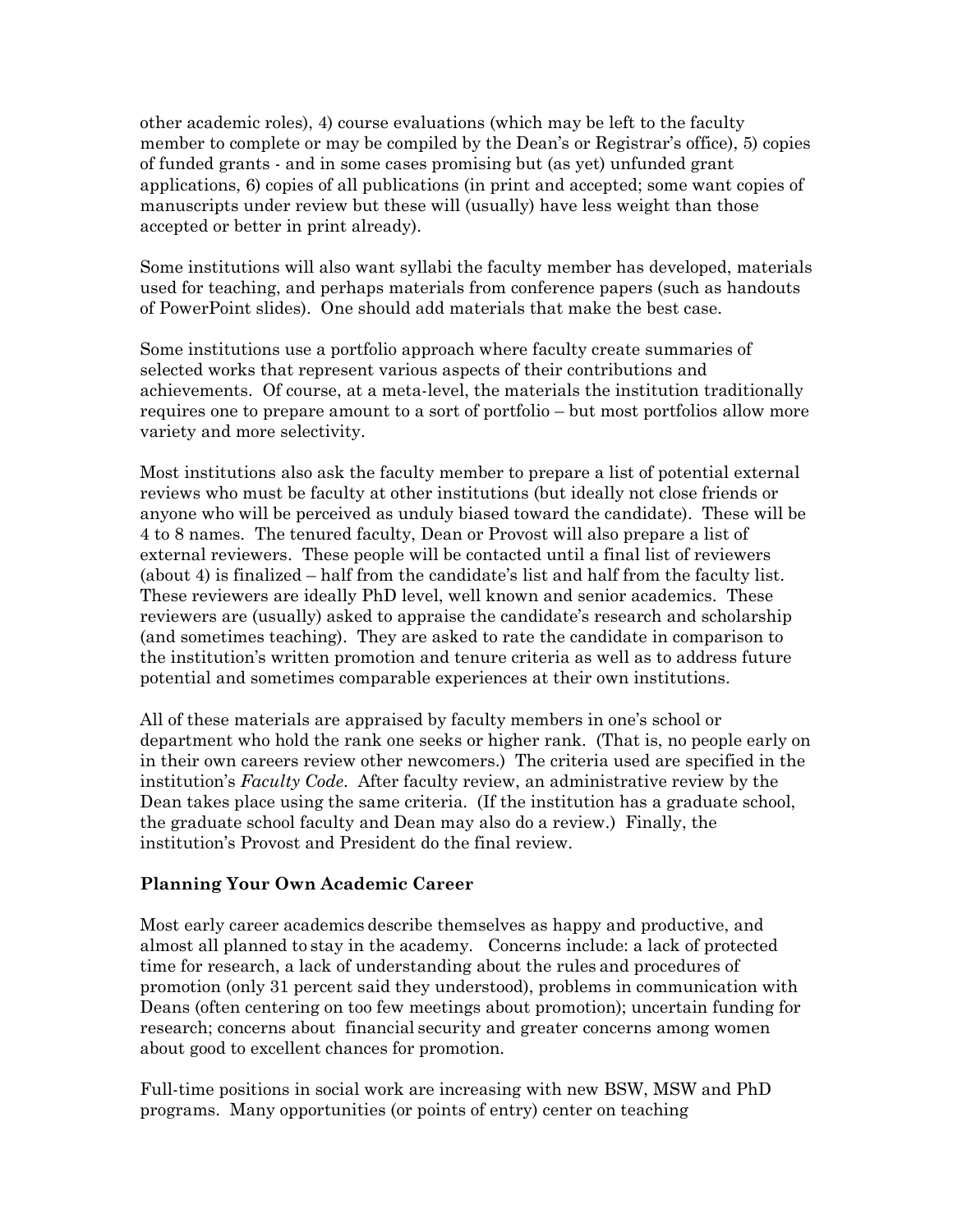other academic roles), 4) course evaluations (which may be left to the faculty member to complete or may be compiled by the Dean's or Registrar's office), 5) copies of funded grants - and in some cases promising but (as yet) unfunded grant applications, 6) copies of all publications (in print and accepted; some want copies of manuscripts under review but these will (usually) have less weight than those accepted or better in print already).

Some institutions will also want syllabi the faculty member has developed, materials used for teaching, and perhaps materials from conference papers (such as handouts of PowerPoint slides). One should add materials that make the best case.

Some institutions use a portfolio approach where faculty create summaries of selected works that represent various aspects of their contributions and achievements. Of course, at a meta-level, the materials the institution traditionally requires one to prepare amount to a sort of portfolio – but most portfolios allow more variety and more selectivity.

Most institutions also ask the faculty member to prepare a list of potential external reviews who must be faculty at other institutions (but ideally not close friends or anyone who will be perceived as unduly biased toward the candidate). These will be 4 to 8 names. The tenured faculty, Dean or Provost will also prepare a list of external reviewers. These people will be contacted until a final list of reviewers (about 4) is finalized – half from the candidate's list and half from the faculty list. These reviewers are ideally PhD level, well known and senior academics. These reviewers are (usually) asked to appraise the candidate's research and scholarship (and sometimes teaching). They are asked to rate the candidate in comparison to the institution's written promotion and tenure criteria as well as to address future potential and sometimes comparable experiences at their own institutions.

All of these materials are appraised by faculty members in one's school or department who hold the rank one seeks or higher rank. (That is, no people early on in their own careers review other newcomers.) The criteria used are specified in the institution's *Faculty Code*. After faculty review, an administrative review by the Dean takes place using the same criteria. (If the institution has a graduate school, the graduate school faculty and Dean may also do a review.) Finally, the institution's Provost and President do the final review.

### Planning Your Own Academic Career

Most early career academics describe themselves as happy and productive, and almost all planned to stay in the academy. Concerns include: a lack of protected time for research, a lack of understanding about the rules and procedures of promotion (only 31 percent said they understood), problems in communication with Deans (often centering on too few meetings about promotion); uncertain funding for research; concerns about financial security and greater concerns among women about good to excellent chances for promotion.

Full-time positions in social work are increasing with new BSW, MSW and PhD programs. Many opportunities (or points of entry) center on teaching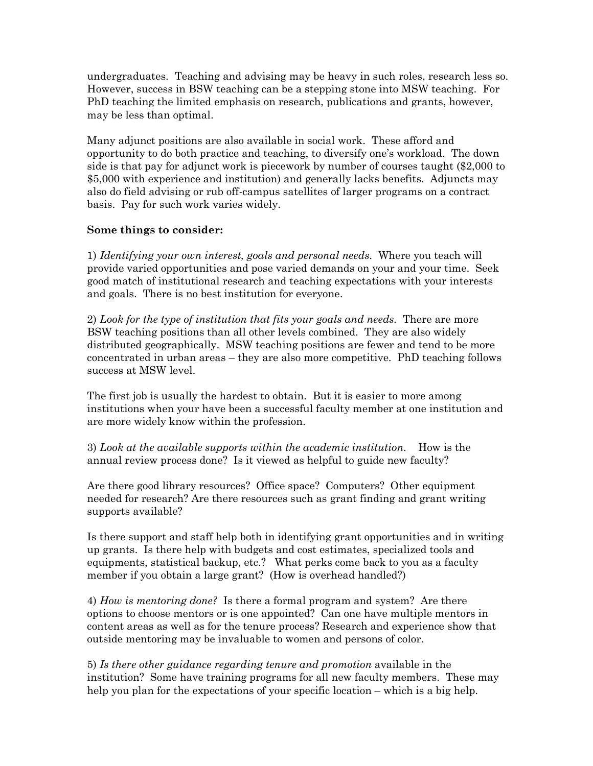undergraduates. Teaching and advising may be heavy in such roles, research less so. However, success in BSW teaching can be a stepping stone into MSW teaching. For PhD teaching the limited emphasis on research, publications and grants, however, may be less than optimal.

Many adjunct positions are also available in social work. These afford and opportunity to do both practice and teaching, to diversify one's workload. The down side is that pay for adjunct work is piecework by number of courses taught ($2,000 to $5,000 with experience and institution) and generally lacks benefits. Adjuncts may also do field advising or rub off-campus satellites of larger programs on a contract basis. Pay for such work varies widely.

**Some things to consider:**

1) *Identifying your own interest, goals and personal needs.* Where you teach will provide varied opportunities and pose varied demands on your and your time. Seek good match of institutional research and teaching expectations with your interests and goals. There is no best institution for everyone.

2) *Look for the type of institution that fits your goals and needs.* There are more BSW teaching positions than all other levels combined. They are also widely distributed geographically. MSW teaching positions are fewer and tend to be more concentrated in urban areas – they are also more competitive. PhD teaching follows success at MSW level.

The first job is usually the hardest to obtain. But it is easier to more among institutions when your have been a successful faculty member at one institution and are more widely know within the profession.

3) *Look at the available supports within the academic institution.* How is the annual review process done? Is it viewed as helpful to guide new faculty?

Are there good library resources? Office space? Computers? Other equipment needed for research? Are there resources such as grant finding and grant writing supports available?

Is there support and staff help both in identifying grant opportunities and in writing up grants. Is there help with budgets and cost estimates, specialized tools and equipments, statistical backup, etc.? What perks come back to you as a faculty member if you obtain a large grant? (How is overhead handled?)

4) *How is mentoring done?* Is there a formal program and system? Are there options to choose mentors or is one appointed? Can one have multiple mentors in content areas as well as for the tenure process? Research and experience show that outside mentoring may be invaluable to women and persons of color.

5) *Is there other guidance regarding tenure and promotion* available in the institution? Some have training programs for all new faculty members. These may help you plan for the expectations of your specific location – which is a big help.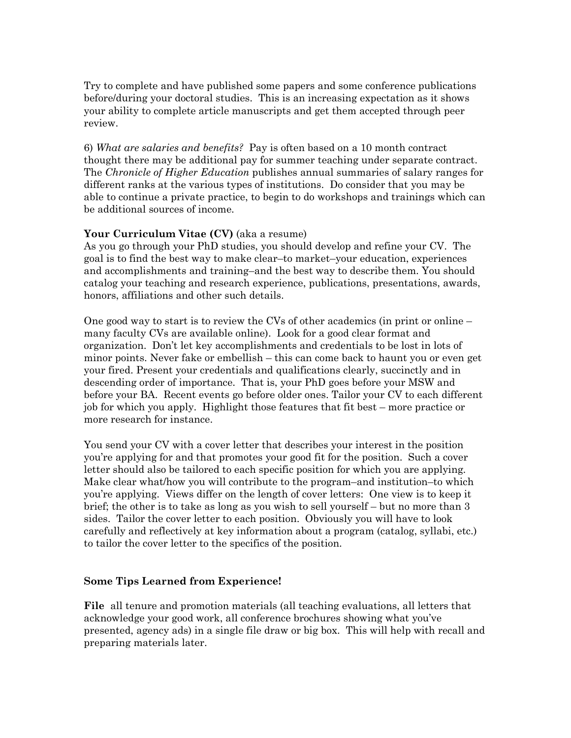Try to complete and have published some papers and some conference publications before/during your doctoral studies. This is an increasing expectation as it shows your ability to complete article manuscripts and get them accepted through peer review.

6) *What are salaries and benefits?* Pay is often based on a 10 month contract thought there may be additional pay for summer teaching under separate contract. The *Chronicle of Higher Education* publishes annual summaries of salary ranges for different ranks at the various types of institutions. Do consider that you may be able to continue a private practice, to begin to do workshops and trainings which can be additional sources of income.

**Your Curriculum Vitae (CV)** (aka a resume)
As you go through your PhD studies, you should develop and refine your CV. The goal is to find the best way to make clear–to market–your education, experiences and accomplishments and training–and the best way to describe them. You should catalog your teaching and research experience, publications, presentations, awards, honors, affiliations and other such details.

One good way to start is to review the CVs of other academics (in print or online – many faculty CVs are available online). Look for a good clear format and organization. Don't let key accomplishments and credentials to be lost in lots of minor points. Never fake or embellish – this can come back to haunt you or even get your fired. Present your credentials and qualifications clearly, succinctly and in descending order of importance. That is, your PhD goes before your MSW and before your BA. Recent events go before older ones. Tailor your CV to each different job for which you apply. Highlight those features that fit best – more practice or more research for instance.

You send your CV with a cover letter that describes your interest in the position you're applying for and that promotes your good fit for the position. Such a cover letter should also be tailored to each specific position for which you are applying. Make clear what/how you will contribute to the program–and institution–to which you're applying. Views differ on the length of cover letters: One view is to keep it brief; the other is to take as long as you wish to sell yourself – but no more than 3 sides. Tailor the cover letter to each position. Obviously you will have to look carefully and reflectively at key information about a program (catalog, syllabi, etc.) to tailor the cover letter to the specifics of the position.

**Some Tips Learned from Experience!**

**File** all tenure and promotion materials (all teaching evaluations, all letters that acknowledge your good work, all conference brochures showing what you've presented, agency ads) in a single file draw or big box. This will help with recall and preparing materials later.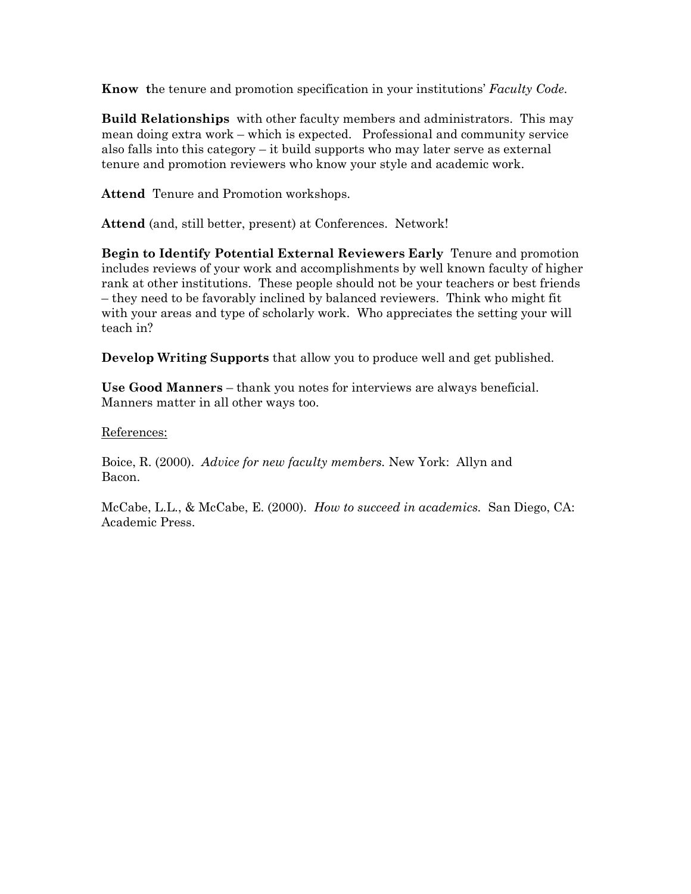**Know t**he tenure and promotion specification in your institutions' *Faculty Code.*

**Build Relationships** with other faculty members and administrators. This may mean doing extra work – which is expected. Professional and community service also falls into this category – it build supports who may later serve as external tenure and promotion reviewers who know your style and academic work.

**Attend** Tenure and Promotion workshops.

**Attend** (and, still better, present) at Conferences. Network!

**Begin to Identify Potential External Reviewers Early** Tenure and promotion includes reviews of your work and accomplishments by well known faculty of higher rank at other institutions. These people should not be your teachers or best friends – they need to be favorably inclined by balanced reviewers. Think who might fit with your areas and type of scholarly work. Who appreciates the setting your will teach in?

**Develop Writing Supports** that allow you to produce well and get published.

**Use Good Manners** – thank you notes for interviews are always beneficial. Manners matter in all other ways too.

<u>References:</u>

Boice, R. (2000). *Advice for new faculty members.* New York: Allyn and Bacon.

McCabe, L.L., & McCabe, E. (2000). *How to succeed in academics.* San Diego, CA: Academic Press.